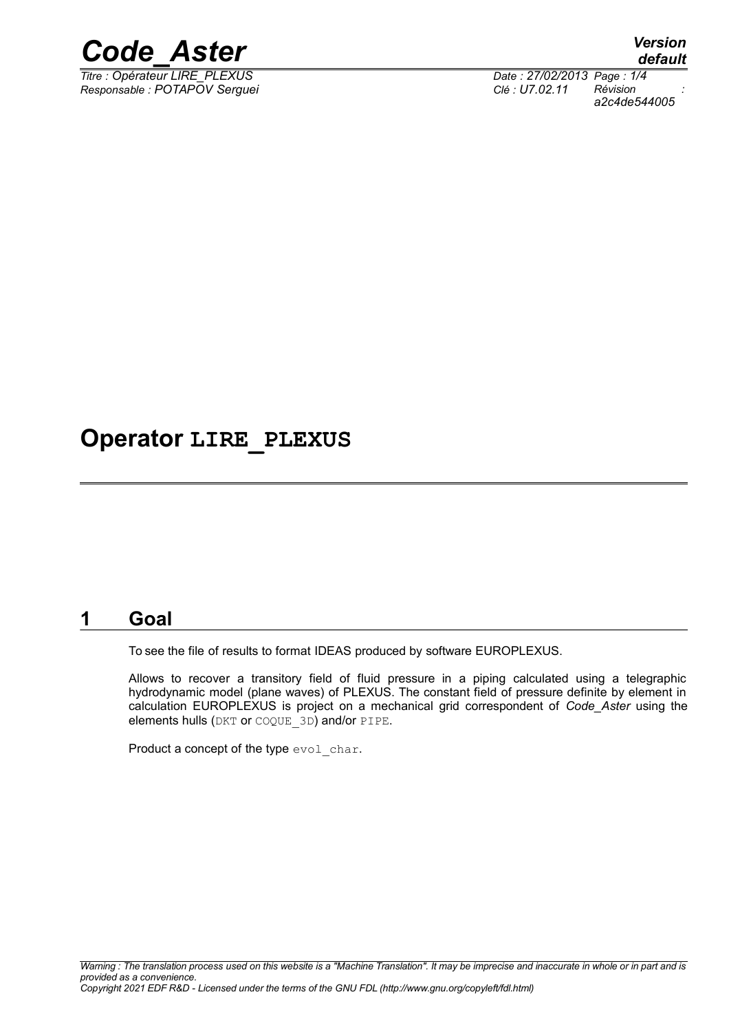# Operator LIRE_PLEXUS

## 1 Goal

To see the file of results to format IDEAS produced by software EUROPLEXUS.

Allows to recover a transitory field of fluid pressure in a piping calculated using a telegraphic hydrodynamic model (plane waves) of PLEXUS. The constant field of pressure definite by element in calculation EUROPLEXUS is project on a mechanical grid correspondent of *Code_Aster* using the elements hulls (`DKT` or `COQUE_3D`) and/or `PIPE`.

Product a concept of the type `evol_char`.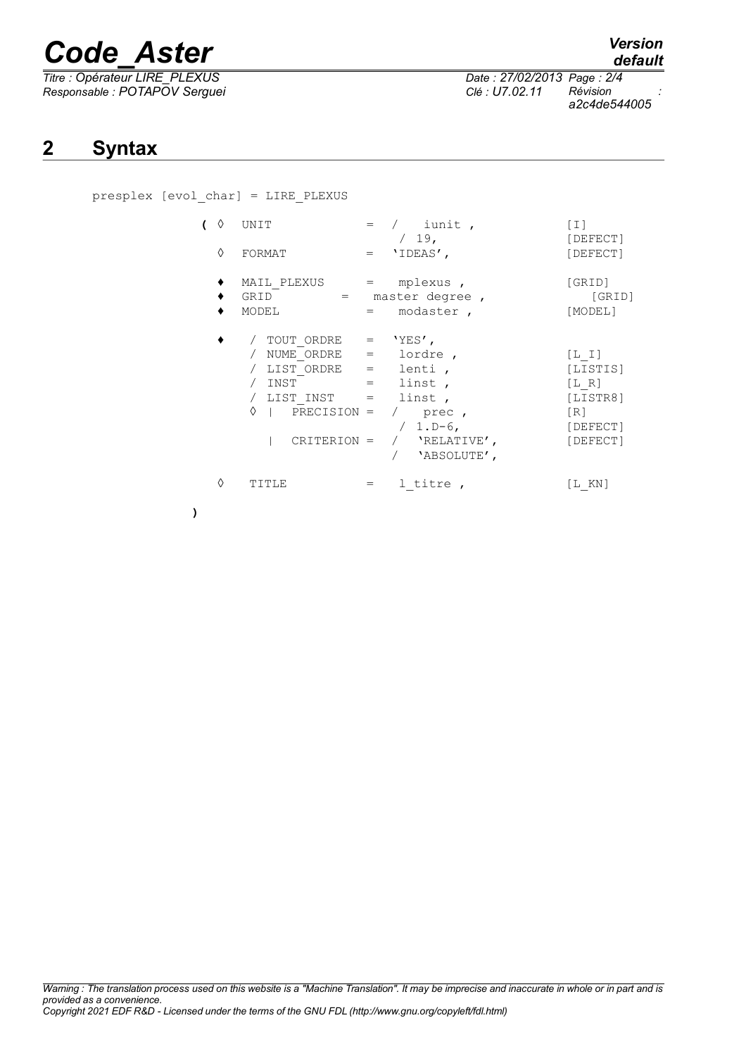## 2 Syntax

```
presplex [evol_char] = LIRE_PLEXUS

        ( ◊  UNIT             =  /   iunit ,              [I]
                                 / 19,                    [DEFECT]
          ◊  FORMAT           =  'IDEAS',                 [DEFECT]

          ♦  MAIL_PLEXUS      =   mplexus ,               [GRID]
          ♦  GRID         =   master degree ,                [GRID]
          ♦  MODEL            =   modaster ,              [MODEL]

          ♦   / TOUT_ORDRE   =  'YES',
              / NUME_ORDRE   =   lordre ,                 [L_I]
              / LIST_ORDRE   =   lenti ,                  [LISTIS]
              / INST         =   linst ,                  [L_R]
              / LIST_INST    =   linst ,                  [LISTR8]
              ◊  |  PRECISION =  /   prec ,               [R]
                                 / 1.D-6,                 [DEFECT]
                 |  CRITERION =  /   'RELATIVE',          [DEFECT]
                                 /   'ABSOLUTE',

          ◊   TITLE          =   l_titre ,                [L_KN]

        )
```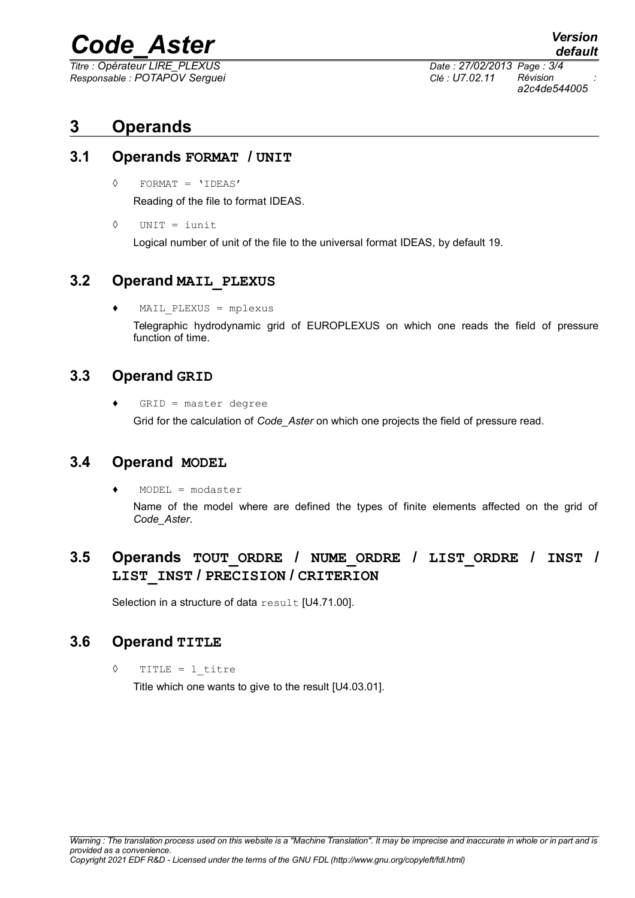# 3 Operands

## 3.1 Operands FORMAT / UNIT

◊ FORMAT = 'IDEAS'

Reading of the file to format IDEAS.

◊ UNIT = iunit

Logical number of unit of the file to the universal format IDEAS, by default 19.

## 3.2 Operand MAIL_PLEXUS

♦ MAIL_PLEXUS = mplexus

Telegraphic hydrodynamic grid of EUROPLEXUS on which one reads the field of pressure function of time.

## 3.3 Operand GRID

♦ GRID = master degree

Grid for the calculation of *Code_Aster* on which one projects the field of pressure read.

## 3.4 Operand MODEL

♦ MODEL = modaster

Name of the model where are defined the types of finite elements affected on the grid of *Code_Aster*.

## 3.5 Operands TOUT_ORDRE / NUME_ORDRE / LIST_ORDRE / INST / LIST_INST / PRECISION / CRITERION

Selection in a structure of data result [U4.71.00].

## 3.6 Operand TITLE

◊ TITLE = l_titre

Title which one wants to give to the result [U4.03.01].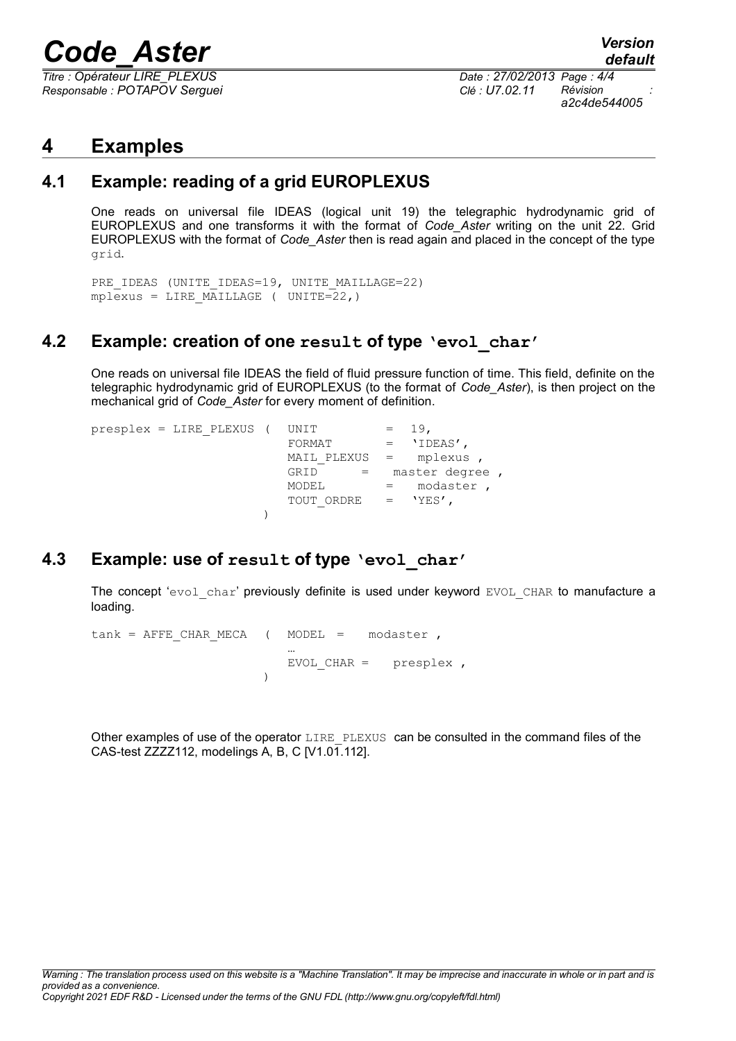# 4 Examples

## 4.1 Example: reading of a grid EUROPLEXUS

One reads on universal file IDEAS (logical unit 19) the telegraphic hydrodynamic grid of EUROPLEXUS and one transforms it with the format of *Code_Aster* writing on the unit 22. Grid EUROPLEXUS with the format of *Code_Aster* then is read again and placed in the concept of the type `grid`.

```
PRE_IDEAS (UNITE_IDEAS=19, UNITE_MAILLAGE=22)
mplexus = LIRE_MAILLAGE ( UNITE=22,)
```

## 4.2 Example: creation of one `result` of type `'evol_char'`

One reads on universal file IDEAS the field of fluid pressure function of time. This field, definite on the telegraphic hydrodynamic grid of EUROPLEXUS (to the format of *Code_Aster*), is then project on the mechanical grid of *Code_Aster* for every moment of definition.

```
presplex = LIRE_PLEXUS (  UNIT         =  19,
                          FORMAT       =  'IDEAS',
                          MAIL_PLEXUS  =   mplexus ,
                          GRID      =   master degree ,
                          MODEL        =   modaster ,
                          TOUT_ORDRE   =  'YES',
                       )
```

## 4.3 Example: use of `result` of type `'evol_char'`

The concept '`evol_char`' previously definite is used under keyword `EVOL_CHAR` to manufacture a loading.

```
tank = AFFE_CHAR_MECA  (  MODEL =   modaster ,
                          …
                          EVOL_CHAR =   presplex ,
                       )
```

Other examples of use of the operator `LIRE_PLEXUS` can be consulted in the command files of the CAS-test ZZZZ112, modelings A, B, C [V1.01.112].